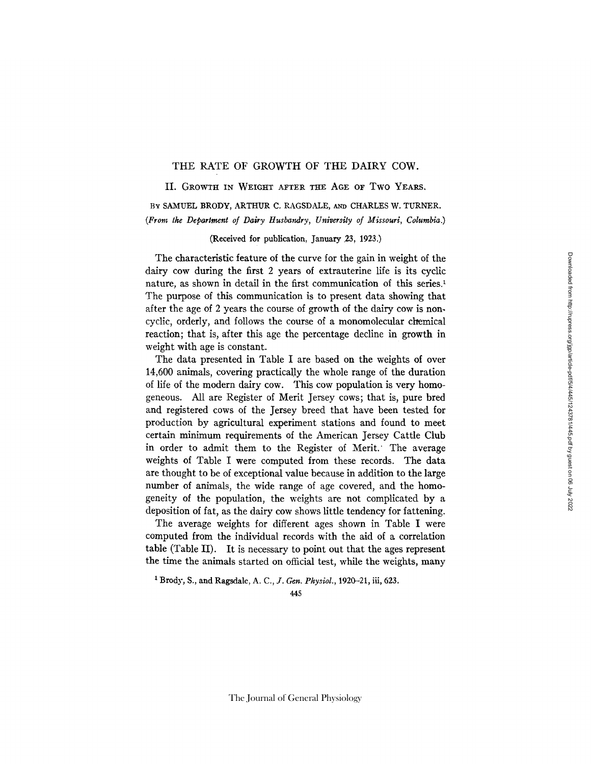# THE RATE OF GROWTH OF THE DAIRY COW.

## II. Growth in Weight after the Age of Two Years.

By SAMUEL BRODY, ARTHUR C. RAGSDALE, and CHARLES W. TURNER.

*(From the Department of Dairy Husbandry, University of Missouri, Columbia.)*

(Received for publication, January 23, 1923.)

The characteristic feature of the curve for the gain in weight of the dairy cow during the first 2 years of extrauterine life is its cyclic nature, as shown in detail in the first communication of this series.[1] The purpose of this communication is to present data showing that after the age of 2 years the course of growth of the dairy cow is non-cyclic, orderly, and follows the course of a monomolecular chemical reaction; that is, after this age the percentage decline in growth in weight with age is constant.

The data presented in Table I are based on the weights of over 14,600 animals, covering practically the whole range of the duration of life of the modern dairy cow. This cow population is very homogeneous. All are Register of Merit Jersey cows; that is, pure bred and registered cows of the Jersey breed that have been tested for production by agricultural experiment stations and found to meet certain minimum requirements of the American Jersey Cattle Club in order to admit them to the Register of Merit. The average weights of Table I were computed from these records. The data are thought to be of exceptional value because in addition to the large number of animals, the wide range of age covered, and the homogeneity of the population, the weights are not complicated by a deposition of fat, as the dairy cow shows little tendency for fattening.

The average weights for different ages shown in Table I were computed from the individual records with the aid of a correlation table (Table II). It is necessary to point out that the ages represent the time the animals started on official test, while the weights, many

[1] Brody, S., and Ragsdale, A. C., *J. Gen. Physiol.*, 1920–21, iii, 623.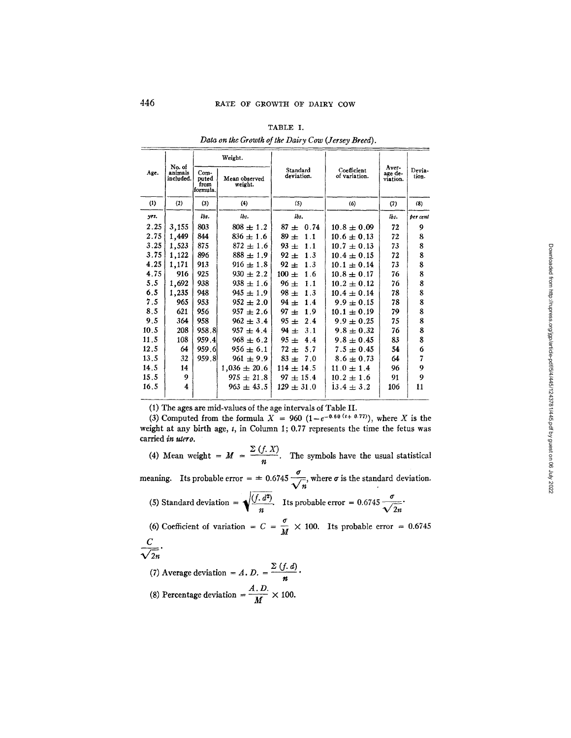TABLE I.

*Data on the Growth of the Dairy Cow (Jersey Breed).*

| Age. | No. of animals included. | Weight. | | Standard deviation. | Coefficient of variation. | Average deviation. | Deviation. |
|---|---|---|---|---|---|---|---|
| | | Computed from formula. | Mean observed weight. | | | | |
| (1) | (2) | (3) | (4) | (5) | (6) | (7) | (8) |
| *yrs.* | | *lbs.* | *lbs.* | *lbs.* | | *lbs.* | *per cent* |
| 2.25 | 3,155 | 803 | 808 ± 1.2 | 87 ± 0.74 | 10.8 ± 0.09 | 72 | 9 |
| 2.75 | 1,449 | 844 | 836 ± 1.6 | 89 ± 1.1 | 10.6 ± 0.13 | 72 | 8 |
| 3.25 | 1,523 | 875 | 872 ± 1.6 | 93 ± 1.1 | 10.7 ± 0.13 | 73 | 8 |
| 3.75 | 1,122 | 896 | 888 ± 1.9 | 92 ± 1.3 | 10.4 ± 0.15 | 72 | 8 |
| 4.25 | 1,171 | 913 | 916 ± 1.8 | 92 ± 1.3 | 10.1 ± 0.14 | 73 | 8 |
| 4.75 | 916 | 925 | 930 ± 2.2 | 100 ± 1.6 | 10.8 ± 0.17 | 76 | 8 |
| 5.5 | 1,692 | 938 | 938 ± 1.6 | 96 ± 1.1 | 10.2 ± 0.12 | 76 | 8 |
| 6.5 | 1,235 | 948 | 945 ± 1.9 | 98 ± 1.3 | 10.4 ± 0.14 | 78 | 8 |
| 7.5 | 965 | 953 | 952 ± 2.0 | 94 ± 1.4 | 9.9 ± 0.15 | 78 | 8 |
| 8.5 | 621 | 956 | 957 ± 2.6 | 97 ± 1.9 | 10.1 ± 0.19 | 79 | 8 |
| 9.5 | 364 | 958 | 962 ± 3.4 | 95 ± 2.4 | 9.9 ± 0.25 | 75 | 8 |
| 10.5 | 208 | 958.8 | 957 ± 4.4 | 94 ± 3.1 | 9.8 ± 0.32 | 76 | 8 |
| 11.5 | 108 | 959.4 | 968 ± 6.2 | 95 ± 4.4 | 9.8 ± 0.45 | 83 | 8 |
| 12.5 | 64 | 959.6 | 956 ± 6.1 | 72 ± 5.7 | 7.5 ± 0.45 | 54 | 6 |
| 13.5 | 32 | 959.8 | 961 ± 9.9 | 83 ± 7.0 | 8.6 ± 0.73 | 64 | 7 |
| 14.5 | 14 | | 1,036 ± 20.6 | 114 ± 14.5 | 11.0 ± 1.4 | 96 | 9 |
| 15.5 | 9 | | 975 ± 21.8 | 97 ± 15.4 | 10.2 ± 1.6 | 91 | 9 |
| 16.5 | 4 | | 963 ± 43.5 | 129 ± 31.0 | 13.4 ± 3.2 | 106 | 11 |

(1) The ages are mid-values of the age intervals of Table II.

(3) Computed from the formula $X = 960\ (1 - e^{-0.60\ (t + 0.77)})$, where $X$ is the weight at any birth age, $t$, in Column 1; 0.77 represents the time the fetus was carried *in utero*.

(4) Mean weight $= M = \frac{\Sigma\ (f.\ X)}{n}$. The symbols have the usual statistical meaning. Its probable error $= \pm\ 0.6745 \frac{\sigma}{\sqrt{n}}$, where $\sigma$ is the standard deviation.

(5) Standard deviation $= \sqrt{\frac{(f.\ d^2)}{n}}$. Its probable error $= 0.6745 \frac{\sigma}{\sqrt{2n}}$.

(6) Coefficient of variation $= C = \frac{\sigma}{M} \times 100$. Its probable error $= 0.6745 \frac{C}{\sqrt{2n}}$.

(7) Average deviation $= A.\ D. = \frac{\Sigma\ (f.\ d)}{n}$.

(8) Percentage deviation $= \frac{A.\ D.}{M} \times 100$.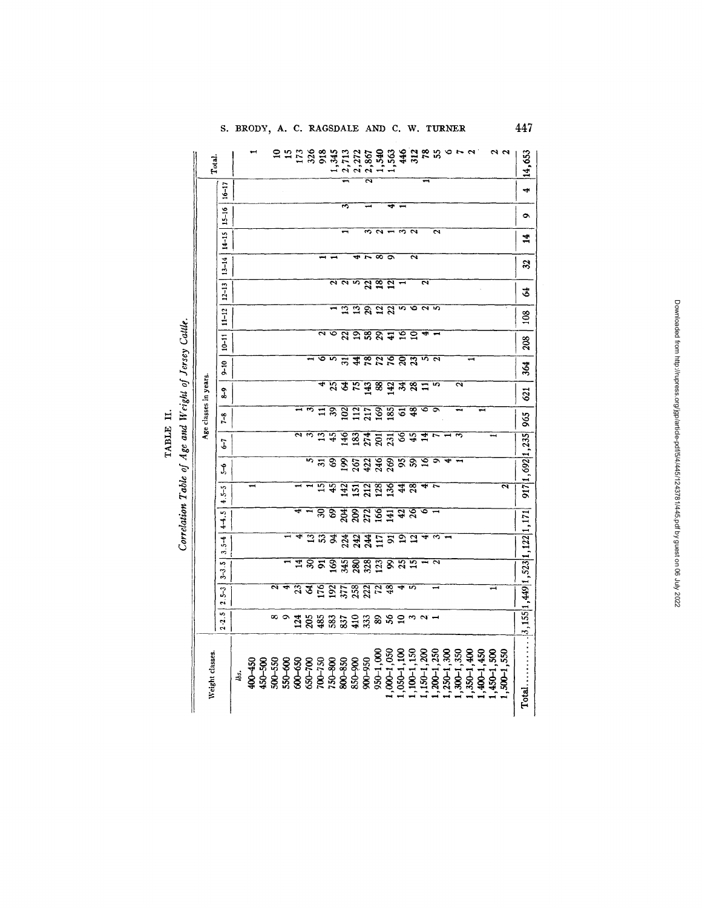TABLE II.

*Correlation Table of Age and Weight of Jersey Cattle.*

| Weight classes. | Age classes in years. | | | | | | | | | | | | | | | | | | Total. |
|---|---|---|---|---|---|---|---|---|---|---|---|---|---|---|---|---|---|---|---|
| | 2–2.5 | 2.5–3 | 3–3.5 | 3.5–4 | 4–4.5 | 4.5–5 | 5–6 | 6–7 | 7–8 | 8–9 | 9–10 | 10–11 | 11–12 | 12–13 | 13–14 | 14–15 | 15–16 | 16–17 | |
| *lbs.* | | | | | | | | | | | | | | | | | | | |
| 400–450 | | | | | | 1 | | | | | | | | | | | | | 1 |
| 450–500 | | | | | | | | | | | | | | | | | | | |
| 500–550 | 8 | 2 | | | | | | | | | | | | | | | | | 10 |
| 550–600 | 9 | 4 | 1 | 1 | | | | | | | | | | | | | | | 15 |
| 600–650 | 124 | 23 | 14 | 4 | 4 | 1 | | 2 | 1 | | | | | | | | | | 173 |
| 650–700 | 205 | 64 | 30 | 13 | 1 | 1 | 5 | 3 | 3 | | 1 | | | | | | | | 326 |
| 700–750 | 485 | 176 | 91 | 53 | 30 | 15 | 31 | 13 | 11 | 4 | 6 | 2 | | | 1 | | | | 918 |
| 750–800 | 583 | 192 | 169 | 94 | 69 | 45 | 69 | 45 | 39 | 25 | 5 | 6 | 1 | 2 | 1 | | | | 1,345 |
| 800–850 | 837 | 377 | 345 | 224 | 204 | 142 | 199 | 146 | 102 | 64 | 31 | 22 | 13 | 2 | | 1 | 3 | 1 | 2,713 |
| 850–900 | 410 | 258 | 280 | 242 | 209 | 151 | 267 | 183 | 112 | 75 | 44 | 19 | 13 | 5 | 4 | | | | 2,272 |
| 900–950 | 333 | 222 | 328 | 244 | 272 | 212 | 422 | 274 | 217 | 143 | 78 | 58 | 29 | 22 | 7 | 3 | 1 | 2 | 2,867 |
| 950–1,000 | 89 | 72 | 123 | 117 | 166 | 128 | 246 | 201 | 169 | 88 | 72 | 29 | 12 | 18 | 8 | 2 | | | 1,540 |
| 1,000–1,050 | 56 | 48 | 99 | 91 | 141 | 136 | 269 | 231 | 185 | 142 | 76 | 41 | 22 | 12 | 9 | 1 | 4 | | 1,563 |
| 1,050–1,100 | 10 | 4 | 25 | 19 | 42 | 44 | 95 | 66 | 61 | 34 | 20 | 16 | 5 | 1 | | 3 | 1 | | 446 |
| 1,100–1,150 | 3 | 5 | 15 | 12 | 26 | 28 | 59 | 45 | 48 | 28 | 23 | 10 | 6 | | 2 | 2 | | | 312 |
| 1,150–1,200 | 2 | | 1 | 4 | 6 | 4 | 16 | 14 | 6 | 11 | 5 | 4 | 2 | 2 | | | | 1 | 78 |
| 1,200–1,250 | 1 | 1 | 2 | 3 | 1 | 7 | 9 | 7 | 9 | 5 | 2 | 1 | 5 | | | 2 | | | 55 |
| 1,250–1,300 | | | | 1 | | | 4 | 1 | | | | | | | | | | | 6 |
| 1,300–1,350 | | | | | | | 1 | 3 | 1 | 2 | | | | | | | | | 7 |
| 1,350–1,400 | | | | | | | | | | | 1 | | | | | | | | 2 |
| 1,400–1,450 | | | | | | | | 1 | 1 | | | | | | | | | | |
| 1,450–1,500 | | 1 | | | | | | | | | | | | | | | | | 2 |
| 1,500–1,550 | | | | | | 2 | | | | | | | | | | | | | 2 |
| Total........ | 3,155 | 1,449 | 1,523 | 1,122 | 1,171 | 917 | 1,692 | 1,235 | 965 | 621 | 364 | 208 | 108 | 64 | 32 | 14 | 9 | 4 | 14,653 |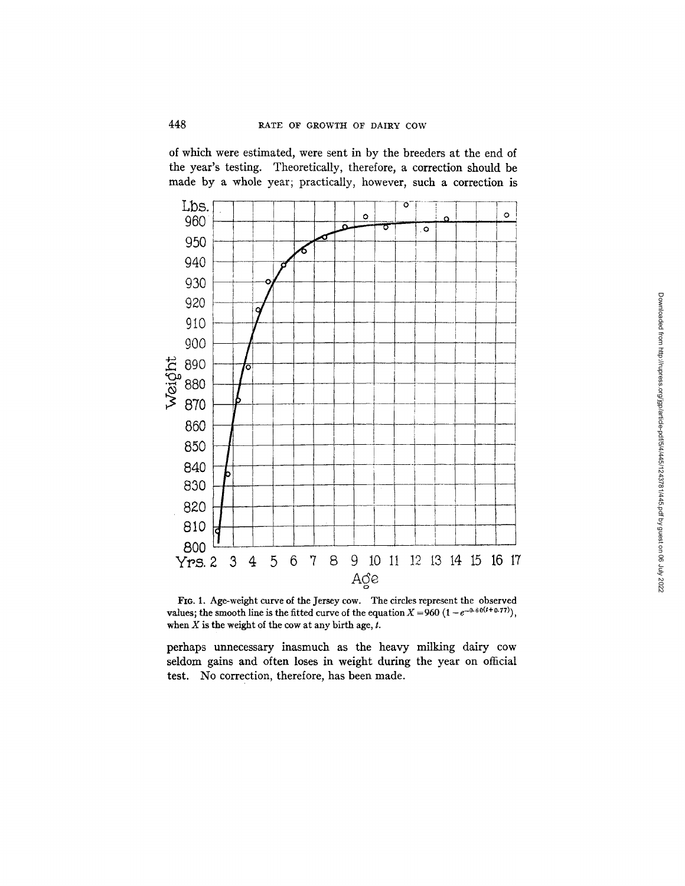of which were estimated, were sent in by the breeders at the end of the year's testing. Theoretically, therefore, a correction should be made by a whole year; practically, however, such a correction is

FIG. 1. Age-weight curve of the Jersey cow. The circles represent the observed values; the smooth line is the fitted curve of the equation $X = 960\ (1 - e^{-0.60(t+0.77)})$, when $X$ is the weight of the cow at any birth age, $t$.

perhaps unnecessary inasmuch as the heavy milking dairy cow seldom gains and often loses in weight during the year on official test. No correction, therefore, has been made.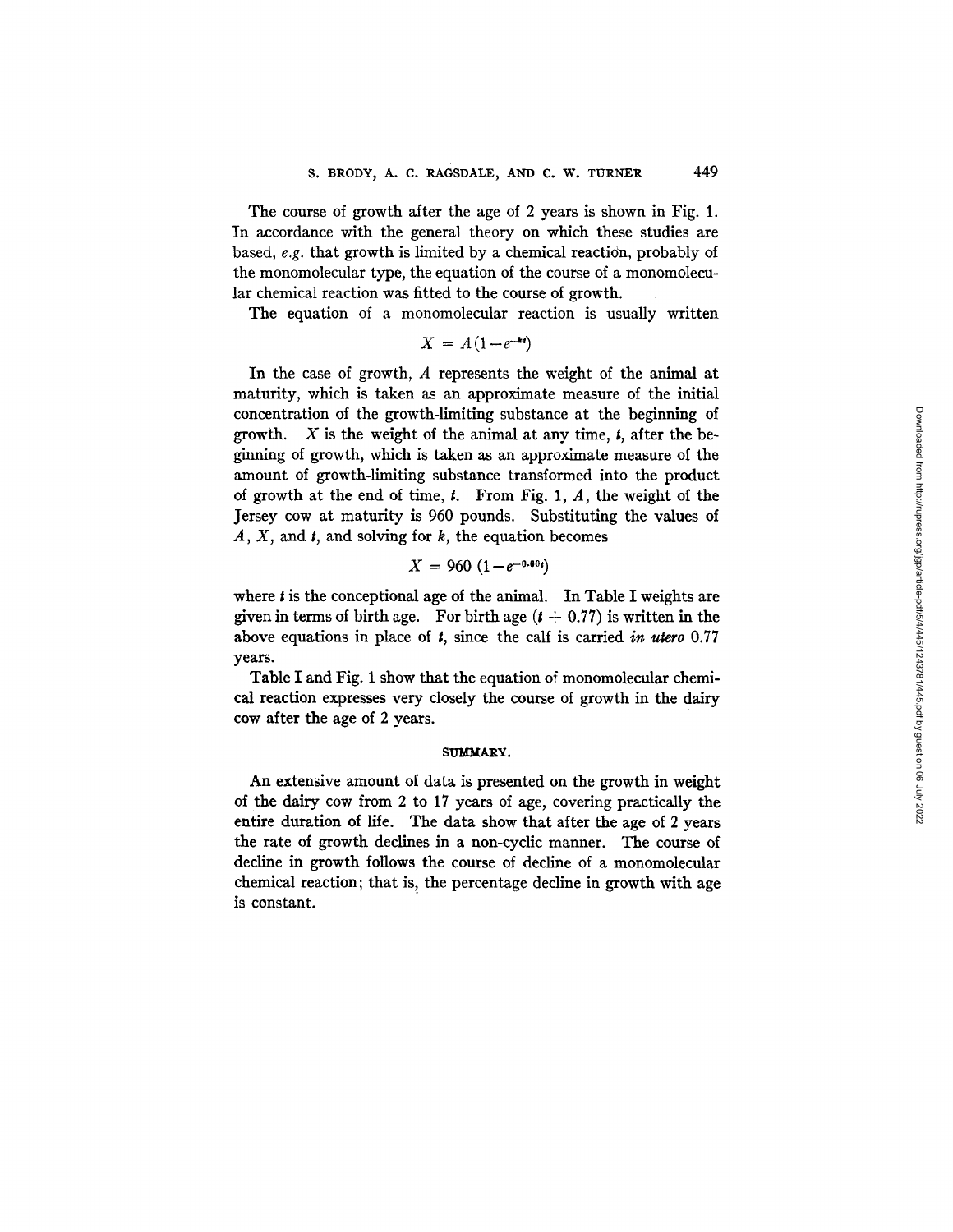The course of growth after the age of 2 years is shown in Fig. 1. In accordance with the general theory on which these studies are based, *e.g.* that growth is limited by a chemical reaction, probably of the monomolecular type, the equation of the course of a monomolecular chemical reaction was fitted to the course of growth.

The equation of a monomolecular reaction is usually written

$$X = A(1-e^{-kt})$$

In the case of growth, $A$ represents the weight of the animal at maturity, which is taken as an approximate measure of the initial concentration of the growth-limiting substance at the beginning of growth. $X$ is the weight of the animal at any time, $t$, after the beginning of growth, which is taken as an approximate measure of the amount of growth-limiting substance transformed into the product of growth at the end of time, $t$. From Fig. 1, $A$, the weight of the Jersey cow at maturity is 960 pounds. Substituting the values of $A$, $X$, and $t$, and solving for $k$, the equation becomes

$$X = 960\ (1-e^{-0.60t})$$

where $t$ is the conceptional age of the animal. In Table I weights are given in terms of birth age. For birth age $(t + 0.77)$ is written in the above equations in place of $t$, since the calf is carried *in utero* 0.77 years.

Table I and Fig. 1 show that the equation of monomolecular chemical reaction expresses very closely the course of growth in the dairy cow after the age of 2 years.

## SUMMARY.

An extensive amount of data is presented on the growth in weight of the dairy cow from 2 to 17 years of age, covering practically the entire duration of life. The data show that after the age of 2 years the rate of growth declines in a non-cyclic manner. The course of decline in growth follows the course of decline of a monomolecular chemical reaction; that is, the percentage decline in growth with age is constant.